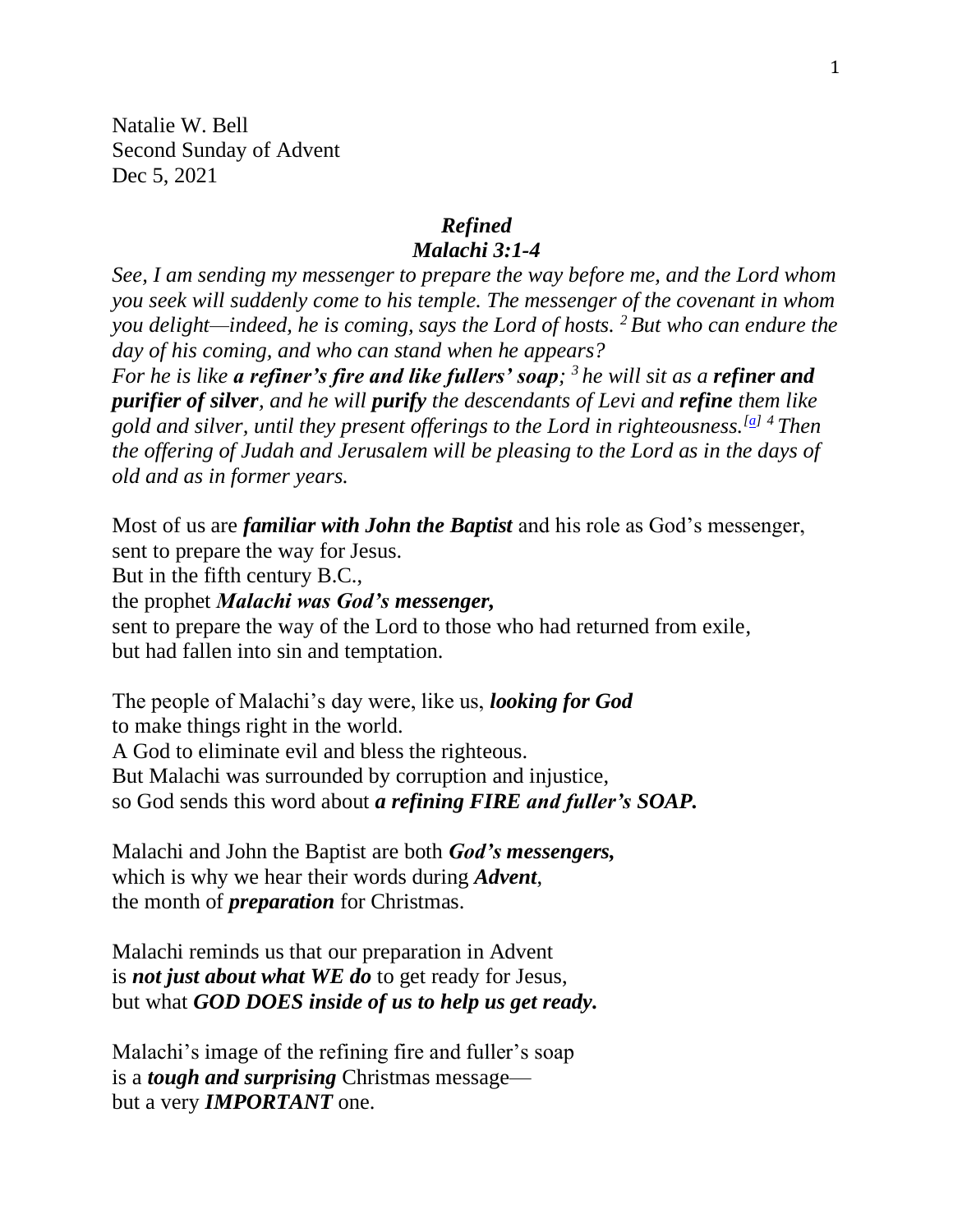Natalie W. Bell
Second Sunday of Advent
Dec 5, 2021

## *Refined*
## *Malachi 3:1-4*

*See, I am sending my messenger to prepare the way before me, and the Lord whom you seek will suddenly come to his temple. The messenger of the covenant in whom you delight—indeed, he is coming, says the Lord of hosts. [2] But who can endure the day of his coming, and who can stand when he appears?*
*For he is like **a refiner's fire and like fullers' soap**; [3] he will sit as a **refiner and purifier of silver**, and he will **purify** the descendants of Levi and **refine** them like gold and silver, until they present offerings to the Lord in righteousness.[a] [4] Then the offering of Judah and Jerusalem will be pleasing to the Lord as in the days of old and as in former years.*

Most of us are ***familiar with John the Baptist*** and his role as God's messenger,
sent to prepare the way for Jesus.
But in the fifth century B.C.,
the prophet ***Malachi was God's messenger,***
sent to prepare the way of the Lord to those who had returned from exile,
but had fallen into sin and temptation.

The people of Malachi's day were, like us, ***looking for God***
to make things right in the world.
A God to eliminate evil and bless the righteous.
But Malachi was surrounded by corruption and injustice,
so God sends this word about ***a refining FIRE and fuller's SOAP.***

Malachi and John the Baptist are both ***God's messengers,***
which is why we hear their words during ***Advent***,
the month of ***preparation*** for Christmas.

Malachi reminds us that our preparation in Advent
is ***not just about what WE do*** to get ready for Jesus,
but what ***GOD DOES inside of us to help us get ready.***

Malachi's image of the refining fire and fuller's soap
is a ***tough and surprising*** Christmas message—
but a very ***IMPORTANT*** one.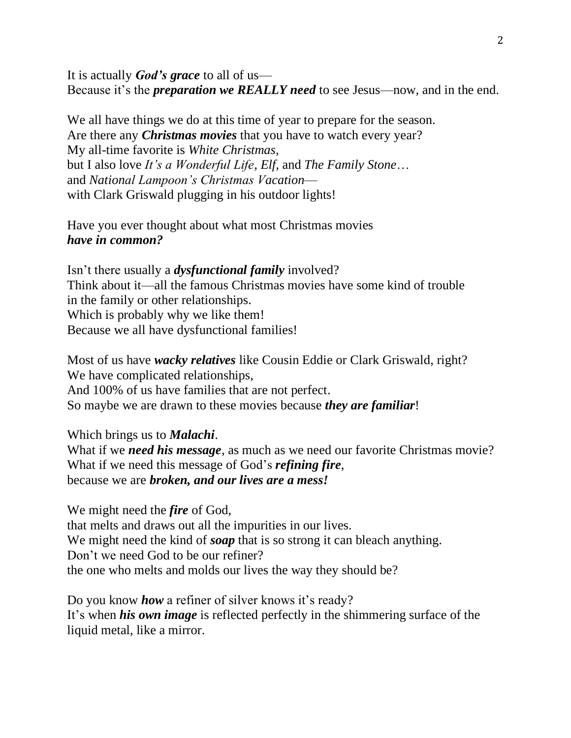It is actually ***God's grace*** to all of us—
Because it's the ***preparation we REALLY need*** to see Jesus—now, and in the end.

We all have things we do at this time of year to prepare for the season.
Are there any ***Christmas movies*** that you have to watch every year?
My all-time favorite is *White Christmas,*
but I also love *It's a Wonderful Life*, *Elf,* and *The Family Stone*…
and *National Lampoon's Christmas Vacation*—
with Clark Griswald plugging in his outdoor lights!

Have you ever thought about what most Christmas movies
***have in common?***

Isn't there usually a ***dysfunctional family*** involved?
Think about it—all the famous Christmas movies have some kind of trouble
in the family or other relationships.
Which is probably why we like them!
Because we all have dysfunctional families!

Most of us have ***wacky relatives*** like Cousin Eddie or Clark Griswald, right?
We have complicated relationships,
And 100% of us have families that are not perfect.
So maybe we are drawn to these movies because ***they are familiar***!

Which brings us to ***Malachi***.
What if we ***need his message***, as much as we need our favorite Christmas movie?
What if we need this message of God's ***refining fire***,
because we are ***broken, and our lives are a mess!***

We might need the ***fire*** of God,
that melts and draws out all the impurities in our lives.
We might need the kind of ***soap*** that is so strong it can bleach anything.
Don't we need God to be our refiner?
the one who melts and molds our lives the way they should be?

Do you know ***how*** a refiner of silver knows it's ready?
It's when ***his own image*** is reflected perfectly in the shimmering surface of the
liquid metal, like a mirror.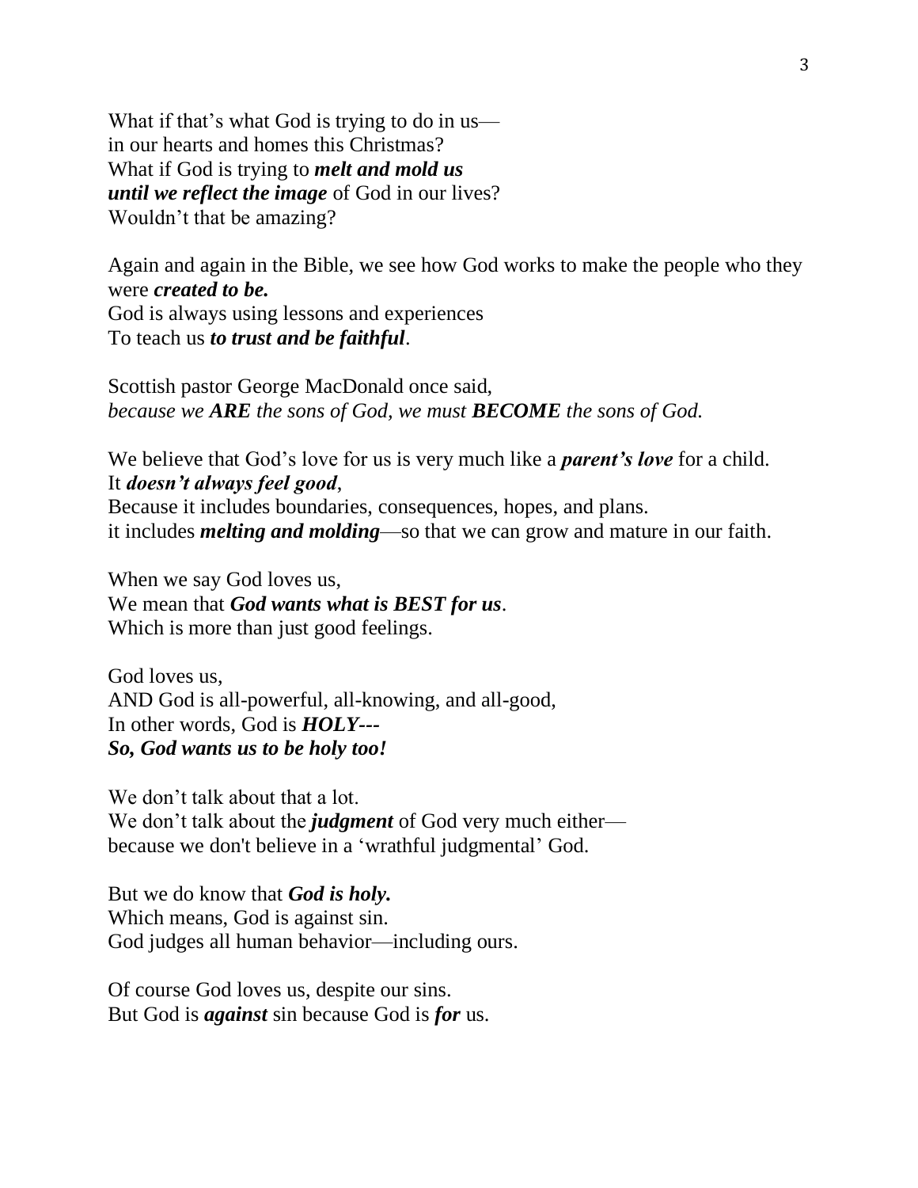What if that's what God is trying to do in us—
in our hearts and homes this Christmas?
What if God is trying to ***melt and mold us***
***until we reflect the image*** of God in our lives?
Wouldn't that be amazing?

Again and again in the Bible, we see how God works to make the people who they were ***created to be.***
God is always using lessons and experiences
To teach us ***to trust and be faithful***.

Scottish pastor George MacDonald once said,
*because we **ARE** the sons of God, we must **BECOME** the sons of God.*

We believe that God's love for us is very much like a ***parent's love*** for a child.
It ***doesn't always feel good***,
Because it includes boundaries, consequences, hopes, and plans.
it includes ***melting and molding***—so that we can grow and mature in our faith.

When we say God loves us,
We mean that ***God wants what is BEST for us***.
Which is more than just good feelings.

God loves us,
AND God is all-powerful, all-knowing, and all-good,
In other words, God is ***HOLY---***
***So, God wants us to be holy too!***

We don't talk about that a lot.
We don't talk about the ***judgment*** of God very much either—
because we don't believe in a 'wrathful judgmental' God.

But we do know that ***God is holy.***
Which means, God is against sin.
God judges all human behavior—including ours.

Of course God loves us, despite our sins.
But God is ***against*** sin because God is ***for*** us.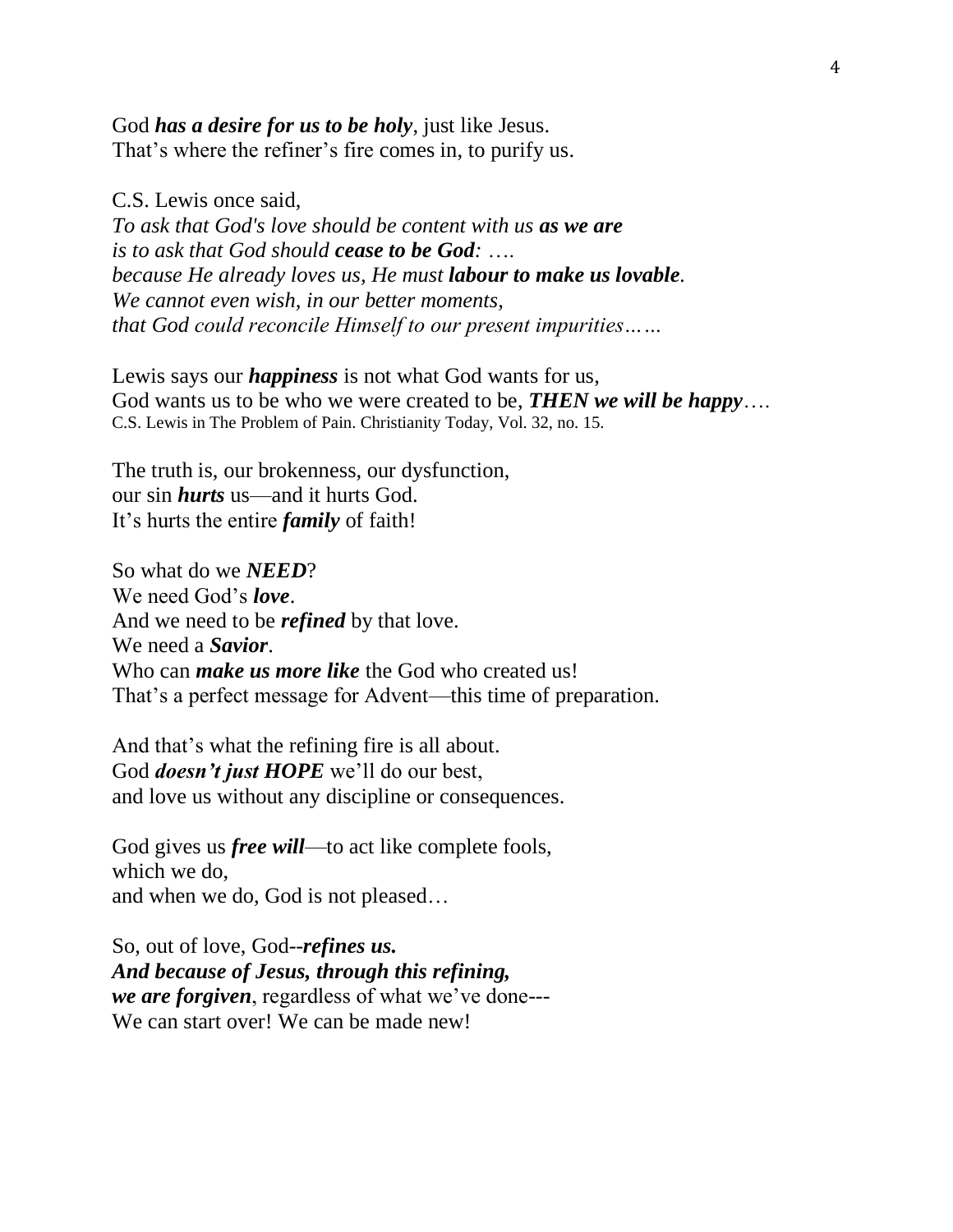God ***has a desire for us to be holy***, just like Jesus.  
That's where the refiner's fire comes in, to purify us.

C.S. Lewis once said,  
*To ask that God's love should be content with us* ***as we are***  
*is to ask that God should* ***cease to be God****: ….*  
*because He already loves us, He must* ***labour to make us lovable****.*  
*We cannot even wish, in our better moments,*  
*that God could reconcile Himself to our present impurities……*

Lewis says our ***happiness*** is not what God wants for us,  
God wants us to be who we were created to be, ***THEN we will be happy****….*  
C.S. Lewis in The Problem of Pain. Christianity Today, Vol. 32, no. 15.

The truth is, our brokenness, our dysfunction,  
our sin ***hurts*** us—and it hurts God.  
It's hurts the entire ***family*** of faith!

So what do we ***NEED***?  
We need God's ***love***.  
And we need to be ***refined*** by that love.  
We need a ***Savior***.  
Who can ***make us more like*** the God who created us!  
That's a perfect message for Advent—this time of preparation.

And that's what the refining fire is all about.  
God ***doesn't just HOPE*** we'll do our best,  
and love us without any discipline or consequences.

God gives us ***free will***—to act like complete fools,  
which we do,  
and when we do, God is not pleased…

So, out of love, God--***refines us.***  
***And because of Jesus, through this refining,***  
***we are forgiven***, regardless of what we've done---  
We can start over! We can be made new!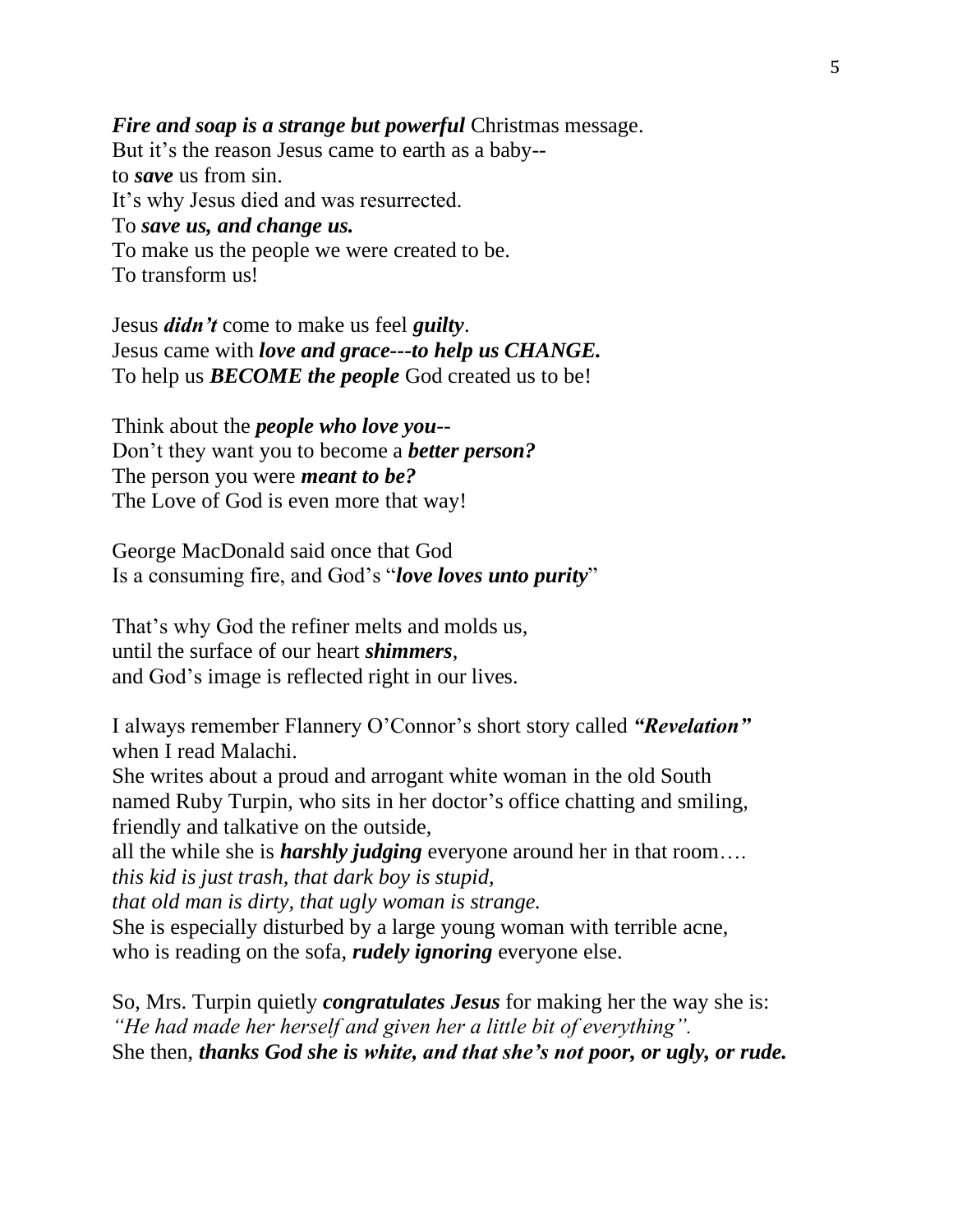***Fire and soap is a strange but powerful*** Christmas message.
But it's the reason Jesus came to earth as a baby--
to ***save*** us from sin.
It's why Jesus died and was resurrected.
To ***save us, and change us.***
To make us the people we were created to be.
To transform us!

Jesus ***didn't*** come to make us feel ***guilty***.
Jesus came with ***love and grace---to help us CHANGE.***
To help us ***BECOME the people*** God created us to be!

Think about the ***people who love you***--
Don't they want you to become a ***better person?***
The person you were ***meant to be?***
The Love of God is even more that way!

George MacDonald said once that God
Is a consuming fire, and God's "***love loves unto purity***"

That's why God the refiner melts and molds us,
until the surface of our heart ***shimmers***,
and God's image is reflected right in our lives.

I always remember Flannery O'Connor's short story called ***"Revelation"***
when I read Malachi.
She writes about a proud and arrogant white woman in the old South
named Ruby Turpin, who sits in her doctor's office chatting and smiling,
friendly and talkative on the outside,
all the while she is ***harshly judging*** everyone around her in that room….
*this kid is just trash, that dark boy is stupid,*
*that old man is dirty, that ugly woman is strange.*
She is especially disturbed by a large young woman with terrible acne,
who is reading on the sofa, ***rudely ignoring*** everyone else.

So, Mrs. Turpin quietly ***congratulates Jesus*** for making her the way she is:
*"He had made her herself and given her a little bit of everything".*
She then, ***thanks God she is white, and that she's not poor, or ugly, or rude.***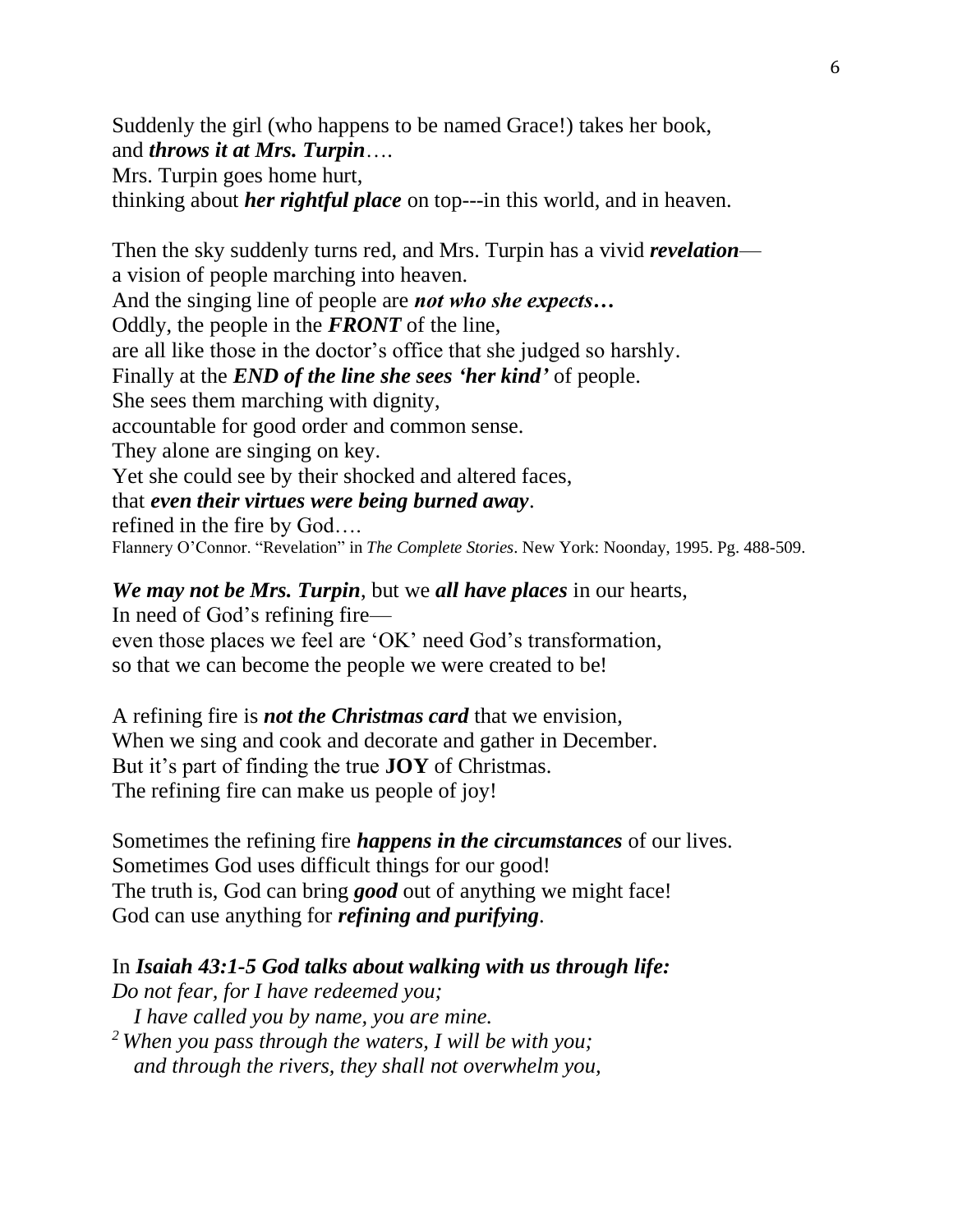Suddenly the girl (who happens to be named Grace!) takes her book,
and ***throws it at Mrs. Turpin***….
Mrs. Turpin goes home hurt,
thinking about ***her rightful place*** on top---in this world, and in heaven.

Then the sky suddenly turns red, and Mrs. Turpin has a vivid ***revelation***—
a vision of people marching into heaven.
And the singing line of people are ***not who she expects…***
Oddly, the people in the ***FRONT*** of the line,
are all like those in the doctor's office that she judged so harshly.
Finally at the ***END of the line she sees 'her kind'*** of people.
She sees them marching with dignity,
accountable for good order and common sense.
They alone are singing on key.
Yet she could see by their shocked and altered faces,
that ***even their virtues were being burned away***.
refined in the fire by God….
Flannery O'Connor. "Revelation" in *The Complete Stories*. New York: Noonday, 1995. Pg. 488-509.

***We may not be Mrs. Turpin***, but we ***all have places*** in our hearts,
In need of God's refining fire—
even those places we feel are 'OK' need God's transformation,
so that we can become the people we were created to be!

A refining fire is ***not the Christmas card*** that we envision,
When we sing and cook and decorate and gather in December.
But it's part of finding the true **JOY** of Christmas.
The refining fire can make us people of joy!

Sometimes the refining fire ***happens in the circumstances*** of our lives.
Sometimes God uses difficult things for our good!
The truth is, God can bring ***good*** out of anything we might face!
God can use anything for ***refining and purifying***.

In ***Isaiah 43:1-5 God talks about walking with us through life:***
*Do not fear, for I have redeemed you;*
*I have called you by name, you are mine.*
[2] *When you pass through the waters, I will be with you;*
*and through the rivers, they shall not overwhelm you,*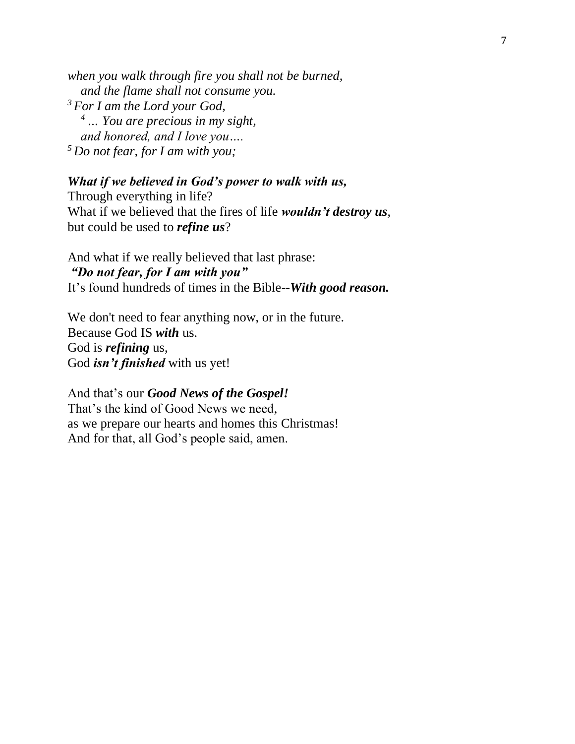*when you walk through fire you shall not be burned,*
*and the flame shall not consume you.*
[3] *For I am the Lord your God,*
[4] *... You are precious in my sight,*
*and honored, and I love you….*
[5] *Do not fear, for I am with you;*

***What if we believed in God's power to walk with us,***
Through everything in life?
What if we believed that the fires of life ***wouldn't destroy us***,
but could be used to ***refine us***?

And what if we really believed that last phrase:
***"Do not fear, for I am with you"***
It's found hundreds of times in the Bible--***With good reason.***

We don't need to fear anything now, or in the future.
Because God IS ***with*** us.
God is ***refining*** us,
God ***isn't finished*** with us yet!

And that's our ***Good News of the Gospel!***
That's the kind of Good News we need,
as we prepare our hearts and homes this Christmas!
And for that, all God's people said, amen.